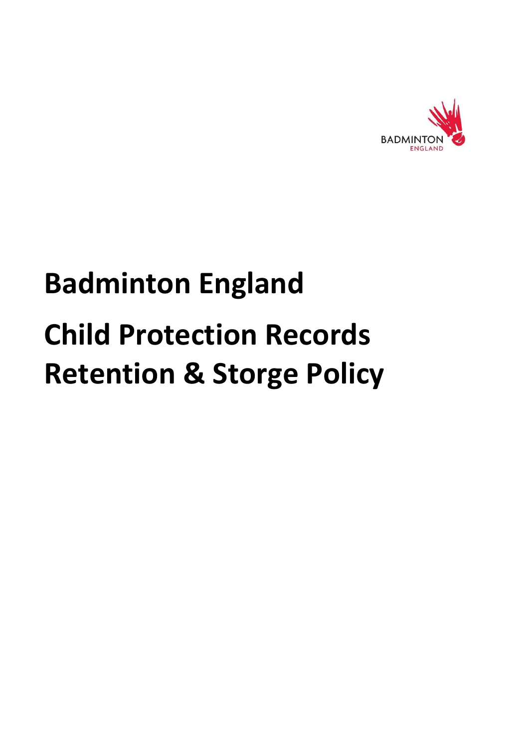BADMINTON
ENGLAND

# Badminton England

# Child Protection Records Retention & Storge Policy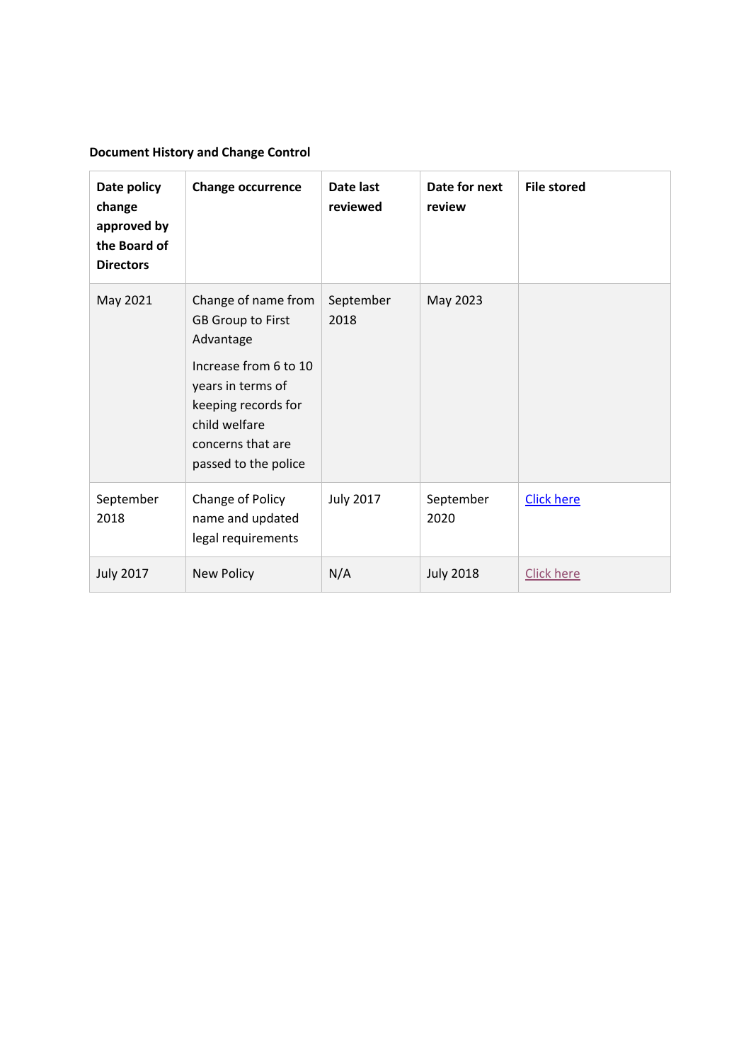**Document History and Change Control**

| Date policy change approved by the Board of Directors | Change occurrence | Date last reviewed | Date for next review | File stored |
|---|---|---|---|---|
| May 2021 | Change of name from GB Group to First Advantage<br><br>Increase from 6 to 10 years in terms of keeping records for child welfare concerns that are passed to the police | September 2018 | May 2023 | |
| September 2018 | Change of Policy name and updated legal requirements | July 2017 | September 2020 | Click here |
| July 2017 | New Policy | N/A | July 2018 | Click here |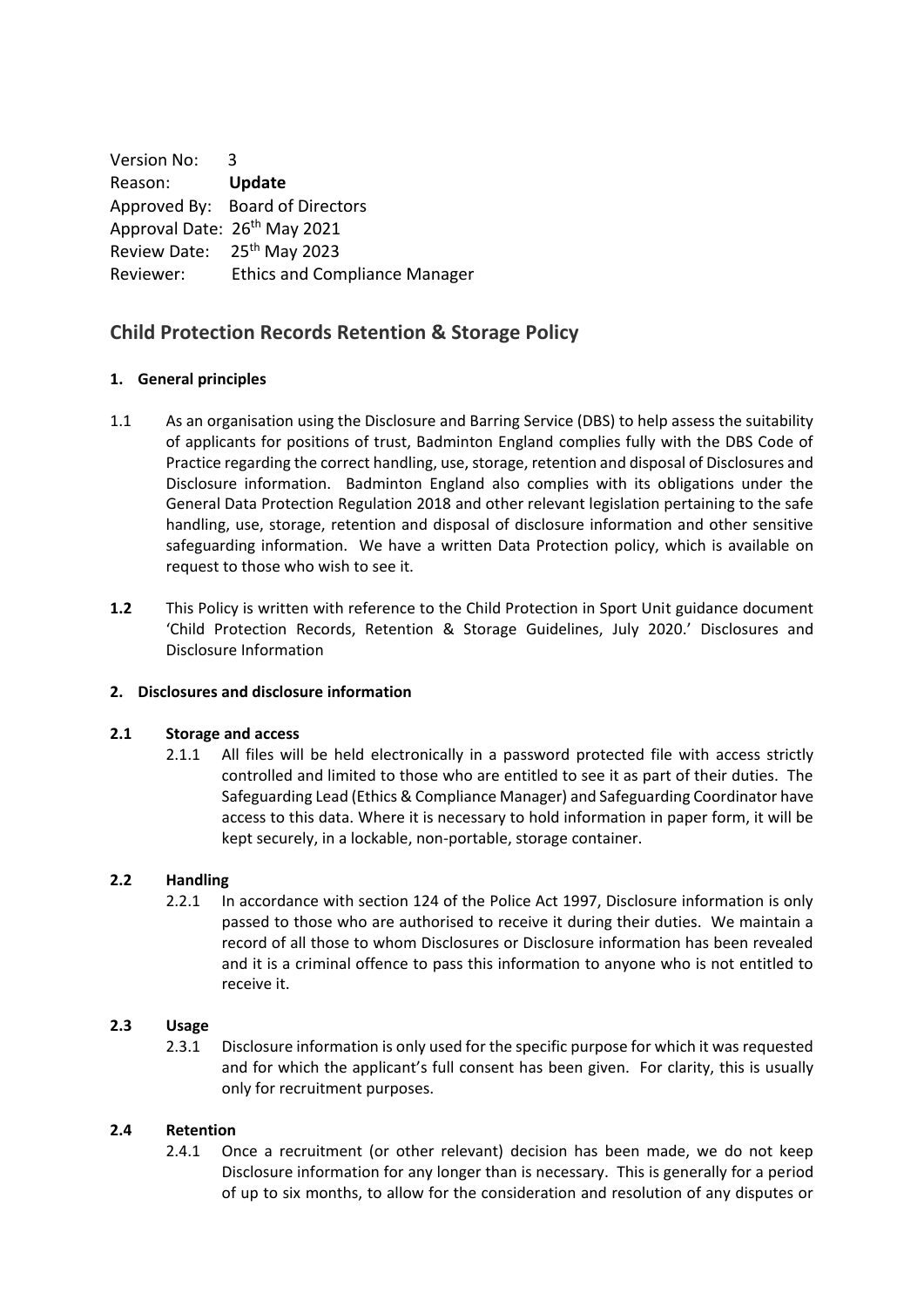Version No: 3
Reason: **Update**
Approved By: Board of Directors
Approval Date: 26th May 2021
Review Date: 25th May 2023
Reviewer: Ethics and Compliance Manager

## Child Protection Records Retention & Storage Policy

### 1. General principles

1.1 As an organisation using the Disclosure and Barring Service (DBS) to help assess the suitability of applicants for positions of trust, Badminton England complies fully with the DBS Code of Practice regarding the correct handling, use, storage, retention and disposal of Disclosures and Disclosure information. Badminton England also complies with its obligations under the General Data Protection Regulation 2018 and other relevant legislation pertaining to the safe handling, use, storage, retention and disposal of disclosure information and other sensitive safeguarding information. We have a written Data Protection policy, which is available on request to those who wish to see it.

**1.2** This Policy is written with reference to the Child Protection in Sport Unit guidance document 'Child Protection Records, Retention & Storage Guidelines, July 2020.' Disclosures and Disclosure Information

### 2. Disclosures and disclosure information

**2.1 Storage and access**

2.1.1 All files will be held electronically in a password protected file with access strictly controlled and limited to those who are entitled to see it as part of their duties. The Safeguarding Lead (Ethics & Compliance Manager) and Safeguarding Coordinator have access to this data. Where it is necessary to hold information in paper form, it will be kept securely, in a lockable, non-portable, storage container.

**2.2 Handling**

2.2.1 In accordance with section 124 of the Police Act 1997, Disclosure information is only passed to those who are authorised to receive it during their duties. We maintain a record of all those to whom Disclosures or Disclosure information has been revealed and it is a criminal offence to pass this information to anyone who is not entitled to receive it.

**2.3 Usage**

2.3.1 Disclosure information is only used for the specific purpose for which it was requested and for which the applicant's full consent has been given. For clarity, this is usually only for recruitment purposes.

**2.4 Retention**

2.4.1 Once a recruitment (or other relevant) decision has been made, we do not keep Disclosure information for any longer than is necessary. This is generally for a period of up to six months, to allow for the consideration and resolution of any disputes or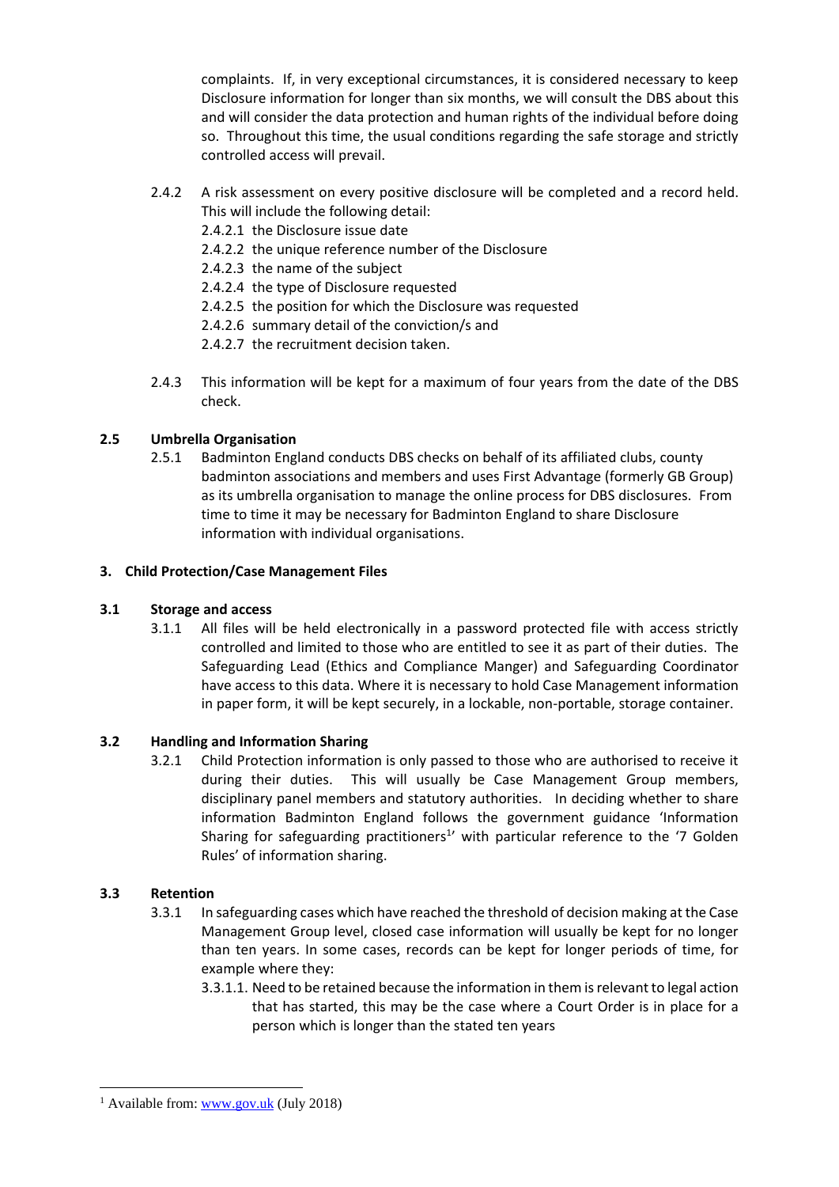complaints. If, in very exceptional circumstances, it is considered necessary to keep Disclosure information for longer than six months, we will consult the DBS about this and will consider the data protection and human rights of the individual before doing so. Throughout this time, the usual conditions regarding the safe storage and strictly controlled access will prevail.

2.4.2 A risk assessment on every positive disclosure will be completed and a record held. This will include the following detail:

- 2.4.2.1 the Disclosure issue date
- 2.4.2.2 the unique reference number of the Disclosure
- 2.4.2.3 the name of the subject
- 2.4.2.4 the type of Disclosure requested
- 2.4.2.5 the position for which the Disclosure was requested
- 2.4.2.6 summary detail of the conviction/s and
- 2.4.2.7 the recruitment decision taken.

2.4.3 This information will be kept for a maximum of four years from the date of the DBS check.

### 2.5 Umbrella Organisation

2.5.1 Badminton England conducts DBS checks on behalf of its affiliated clubs, county badminton associations and members and uses First Advantage (formerly GB Group) as its umbrella organisation to manage the online process for DBS disclosures. From time to time it may be necessary for Badminton England to share Disclosure information with individual organisations.

## 3. Child Protection/Case Management Files

### 3.1 Storage and access

3.1.1 All files will be held electronically in a password protected file with access strictly controlled and limited to those who are entitled to see it as part of their duties. The Safeguarding Lead (Ethics and Compliance Manger) and Safeguarding Coordinator have access to this data. Where it is necessary to hold Case Management information in paper form, it will be kept securely, in a lockable, non-portable, storage container.

### 3.2 Handling and Information Sharing

3.2.1 Child Protection information is only passed to those who are authorised to receive it during their duties. This will usually be Case Management Group members, disciplinary panel members and statutory authorities. In deciding whether to share information Badminton England follows the government guidance 'Information Sharing for safeguarding practitioners[1]' with particular reference to the '7 Golden Rules' of information sharing.

### 3.3 Retention

3.3.1 In safeguarding cases which have reached the threshold of decision making at the Case Management Group level, closed case information will usually be kept for no longer than ten years. In some cases, records can be kept for longer periods of time, for example where they:

3.3.1.1. Need to be retained because the information in them is relevant to legal action that has started, this may be the case where a Court Order is in place for a person which is longer than the stated ten years

[1] Available from: www.gov.uk (July 2018)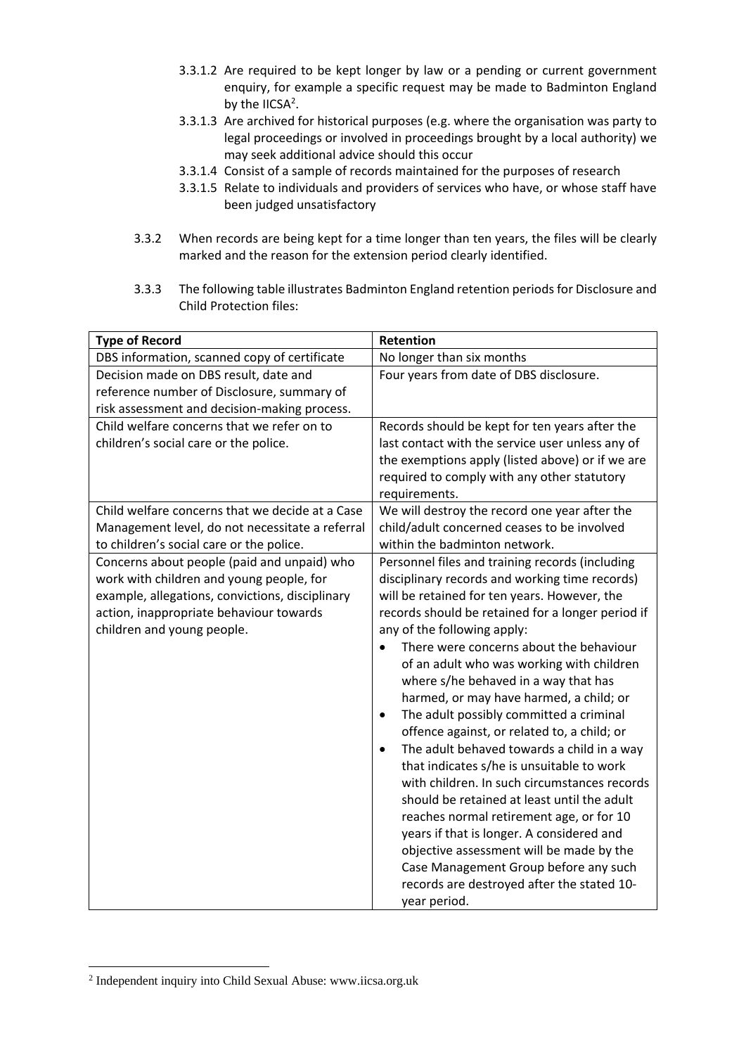3.3.1.2 Are required to be kept longer by law or a pending or current government enquiry, for example a specific request may be made to Badminton England by the IICSA[2].

3.3.1.3 Are archived for historical purposes (e.g. where the organisation was party to legal proceedings or involved in proceedings brought by a local authority) we may seek additional advice should this occur

3.3.1.4 Consist of a sample of records maintained for the purposes of research

3.3.1.5 Relate to individuals and providers of services who have, or whose staff have been judged unsatisfactory

3.3.2 When records are being kept for a time longer than ten years, the files will be clearly marked and the reason for the extension period clearly identified.

3.3.3 The following table illustrates Badminton England retention periods for Disclosure and Child Protection files:

| **Type of Record** | **Retention** |
|---|---|
| DBS information, scanned copy of certificate | No longer than six months |
| Decision made on DBS result, date and reference number of Disclosure, summary of risk assessment and decision-making process. | Four years from date of DBS disclosure. |
| Child welfare concerns that we refer on to children's social care or the police. | Records should be kept for ten years after the last contact with the service user unless any of the exemptions apply (listed above) or if we are required to comply with any other statutory requirements. |
| Child welfare concerns that we decide at a Case Management level, do not necessitate a referral to children's social care or the police. | We will destroy the record one year after the child/adult concerned ceases to be involved within the badminton network. |
| Concerns about people (paid and unpaid) who work with children and young people, for example, allegations, convictions, disciplinary action, inappropriate behaviour towards children and young people. | Personnel files and training records (including disciplinary records and working time records) will be retained for ten years. However, the records should be retained for a longer period if any of the following apply:<br>• There were concerns about the behaviour of an adult who was working with children where s/he behaved in a way that has harmed, or may have harmed, a child; or<br>• The adult possibly committed a criminal offence against, or related to, a child; or<br>• The adult behaved towards a child in a way that indicates s/he is unsuitable to work with children. In such circumstances records should be retained at least until the adult reaches normal retirement age, or for 10 years if that is longer. A considered and objective assessment will be made by the Case Management Group before any such records are destroyed after the stated 10-year period. |

[2] Independent inquiry into Child Sexual Abuse: www.iicsa.org.uk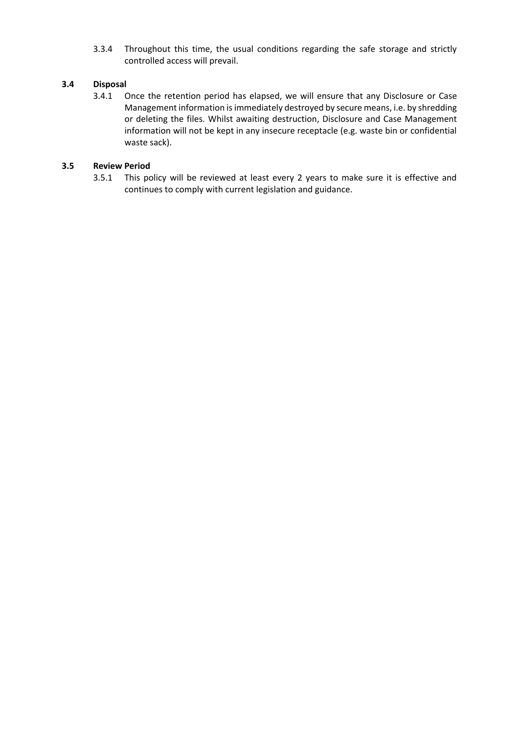3.3.4 Throughout this time, the usual conditions regarding the safe storage and strictly controlled access will prevail.

### 3.4 Disposal

3.4.1 Once the retention period has elapsed, we will ensure that any Disclosure or Case Management information is immediately destroyed by secure means, i.e. by shredding or deleting the files. Whilst awaiting destruction, Disclosure and Case Management information will not be kept in any insecure receptacle (e.g. waste bin or confidential waste sack).

### 3.5 Review Period

3.5.1 This policy will be reviewed at least every 2 years to make sure it is effective and continues to comply with current legislation and guidance.